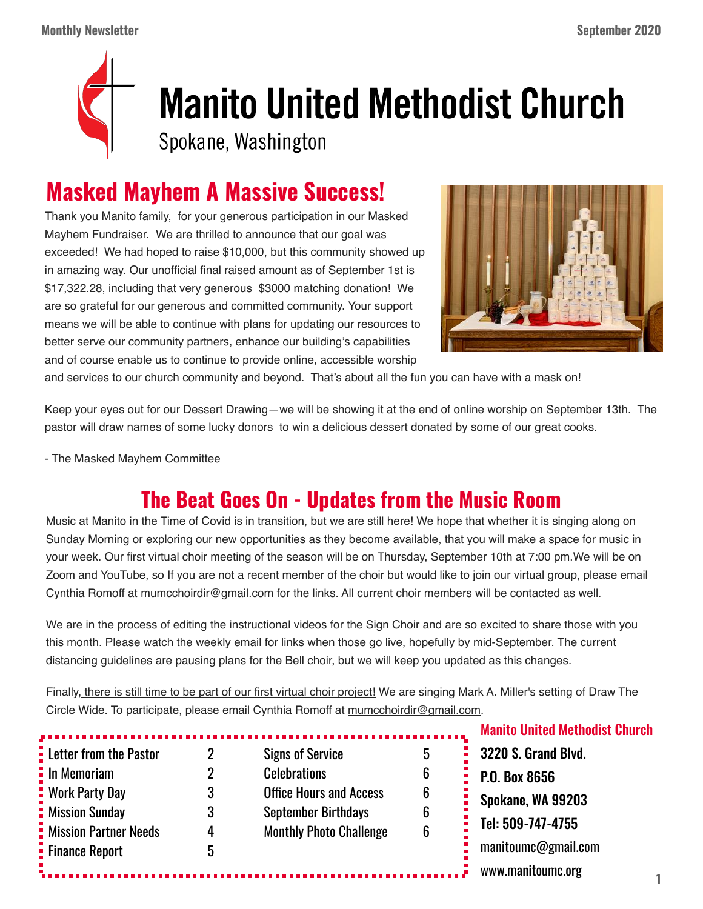# Manito United Methodist Church

Spokane, Washington

## Masked Mayhem A Massive Success!

Thank you Manito family, for your generous participation in our Masked Mayhem Fundraiser. We are thrilled to announce that our goal was exceeded! We had hoped to raise $10,000, but this community showed up in amazing way. Our unofficial final raised amount as of September 1st is $17,322.28, including that very generous $3000 matching donation! We are so grateful for our generous and committed community. Your support means we will be able to continue with plans for updating our resources to better serve our community partners, enhance our building's capabilities and of course enable us to continue to provide online, accessible worship and services to our church community and beyond. That's about all the fun you can have with a mask on!

Keep your eyes out for our Dessert Drawing—we will be showing it at the end of online worship on September 13th. The pastor will draw names of some lucky donors to win a delicious dessert donated by some of our great cooks.

- The Masked Mayhem Committee

## The Beat Goes On - Updates from the Music Room

Music at Manito in the Time of Covid is in transition, but we are still here! We hope that whether it is singing along on Sunday Morning or exploring our new opportunities as they become available, that you will make a space for music in your week. Our first virtual choir meeting of the season will be on Thursday, September 10th at 7:00 pm.We will be on Zoom and YouTube, so If you are not a recent member of the choir but would like to join our virtual group, please email Cynthia Romoff at mumcchoirdir@gmail.com for the links. All current choir members will be contacted as well.

We are in the process of editing the instructional videos for the Sign Choir and are so excited to share those with you this month. Please watch the weekly email for links when those go live, hopefully by mid-September. The current distancing guidelines are pausing plans for the Bell choir, but we will keep you updated as this changes.

Finally, there is still time to be part of our first virtual choir project! We are singing Mark A. Miller's setting of Draw The Circle Wide. To participate, please email Cynthia Romoff at mumcchoirdir@gmail.com.

| | | | |
|---|---|---|---|
| Letter from the Pastor | 2 | Signs of Service | 5 |
| In Memoriam | 2 | Celebrations | 6 |
| Work Party Day | 3 | Office Hours and Access | 6 |
| Mission Sunday | 3 | September Birthdays | 6 |
| Mission Partner Needs | 4 | Monthly Photo Challenge | 6 |
| Finance Report | 5 | | |

**Manito United Methodist Church**

**3220 S. Grand Blvd.**

**P.O. Box 8656**

**Spokane, WA 99203**

**Tel: 509-747-4755**

manitoumc@gmail.com

www.manitoumc.org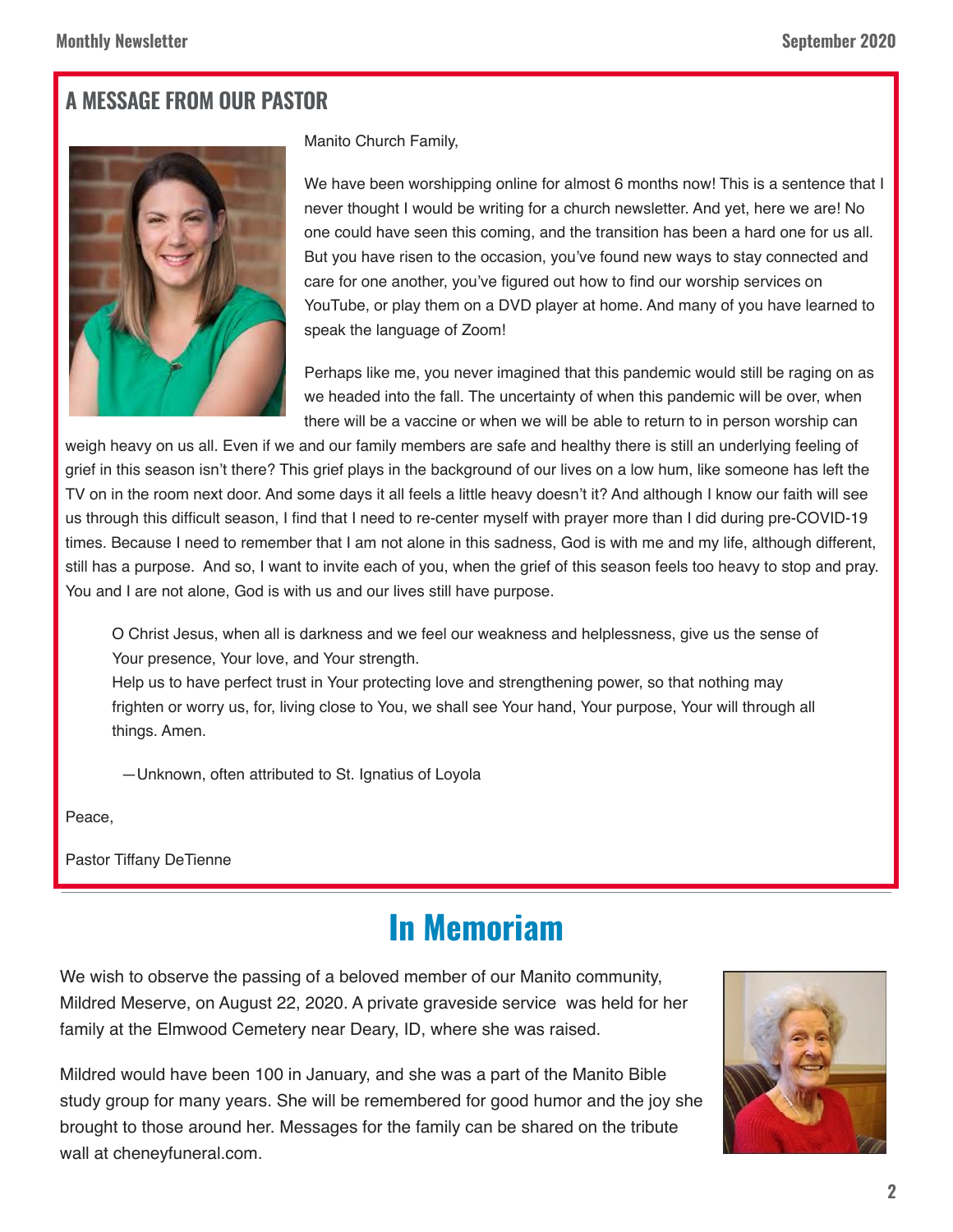## A MESSAGE FROM OUR PASTOR

Manito Church Family,

We have been worshipping online for almost 6 months now! This is a sentence that I never thought I would be writing for a church newsletter. And yet, here we are! No one could have seen this coming, and the transition has been a hard one for us all. But you have risen to the occasion, you've found new ways to stay connected and care for one another, you've figured out how to find our worship services on YouTube, or play them on a DVD player at home. And many of you have learned to speak the language of Zoom!

Perhaps like me, you never imagined that this pandemic would still be raging on as we headed into the fall. The uncertainty of when this pandemic will be over, when there will be a vaccine or when we will be able to return to in person worship can weigh heavy on us all. Even if we and our family members are safe and healthy there is still an underlying feeling of grief in this season isn't there? This grief plays in the background of our lives on a low hum, like someone has left the TV on in the room next door. And some days it all feels a little heavy doesn't it? And although I know our faith will see us through this difficult season, I find that I need to re-center myself with prayer more than I did during pre-COVID-19 times. Because I need to remember that I am not alone in this sadness, God is with me and my life, although different, still has a purpose. And so, I want to invite each of you, when the grief of this season feels too heavy to stop and pray. You and I are not alone, God is with us and our lives still have purpose.

> O Christ Jesus, when all is darkness and we feel our weakness and helplessness, give us the sense of Your presence, Your love, and Your strength.
> Help us to have perfect trust in Your protecting love and strengthening power, so that nothing may frighten or worry us, for, living close to You, we shall see Your hand, Your purpose, Your will through all things. Amen.
>
> —Unknown, often attributed to St. Ignatius of Loyola

Peace,

Pastor Tiffany DeTienne

# In Memoriam

We wish to observe the passing of a beloved member of our Manito community, Mildred Meserve, on August 22, 2020. A private graveside service was held for her family at the Elmwood Cemetery near Deary, ID, where she was raised.

Mildred would have been 100 in January, and she was a part of the Manito Bible study group for many years. She will be remembered for good humor and the joy she brought to those around her. Messages for the family can be shared on the tribute wall at cheneyfuneral.com.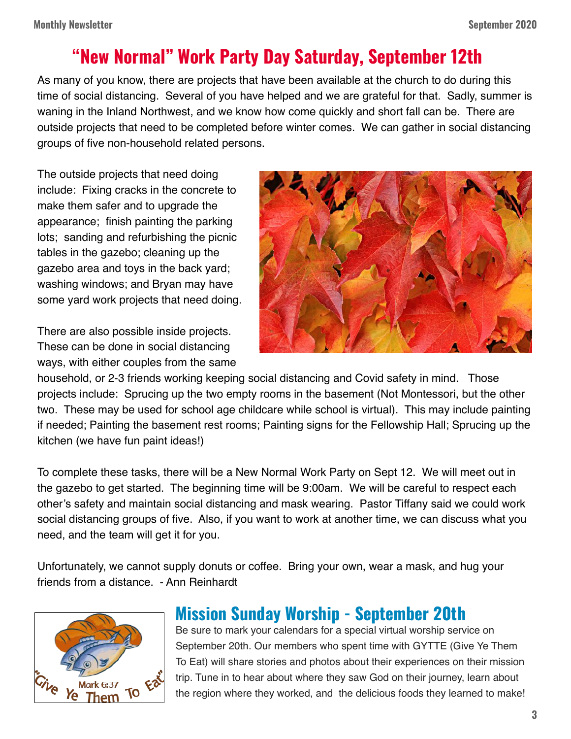## "New Normal" Work Party Day Saturday, September 12th

As many of you know, there are projects that have been available at the church to do during this time of social distancing. Several of you have helped and we are grateful for that. Sadly, summer is waning in the Inland Northwest, and we know how come quickly and short fall can be. There are outside projects that need to be completed before winter comes. We can gather in social distancing groups of five non-household related persons.

The outside projects that need doing include: Fixing cracks in the concrete to make them safer and to upgrade the appearance; finish painting the parking lots; sanding and refurbishing the picnic tables in the gazebo; cleaning up the gazebo area and toys in the back yard; washing windows; and Bryan may have some yard work projects that need doing.

There are also possible inside projects. These can be done in social distancing ways, with either couples from the same household, or 2-3 friends working keeping social distancing and Covid safety in mind. Those projects include: Sprucing up the two empty rooms in the basement (Not Montessori, but the other two. These may be used for school age childcare while school is virtual). This may include painting if needed; Painting the basement rest rooms; Painting signs for the Fellowship Hall; Sprucing up the kitchen (we have fun paint ideas!)

To complete these tasks, there will be a New Normal Work Party on Sept 12. We will meet out in the gazebo to get started. The beginning time will be 9:00am. We will be careful to respect each other's safety and maintain social distancing and mask wearing. Pastor Tiffany said we could work social distancing groups of five. Also, if you want to work at another time, we can discuss what you need, and the team will get it for you.

Unfortunately, we cannot supply donuts or coffee. Bring your own, wear a mask, and hug your friends from a distance. - Ann Reinhardt

"Give Ye Them To Eat" Mark 6:37

## Mission Sunday Worship - September 20th

Be sure to mark your calendars for a special virtual worship service on September 20th. Our members who spent time with GYTTE (Give Ye Them To Eat) will share stories and photos about their experiences on their mission trip. Tune in to hear about where they saw God on their journey, learn about the region where they worked, and the delicious foods they learned to make!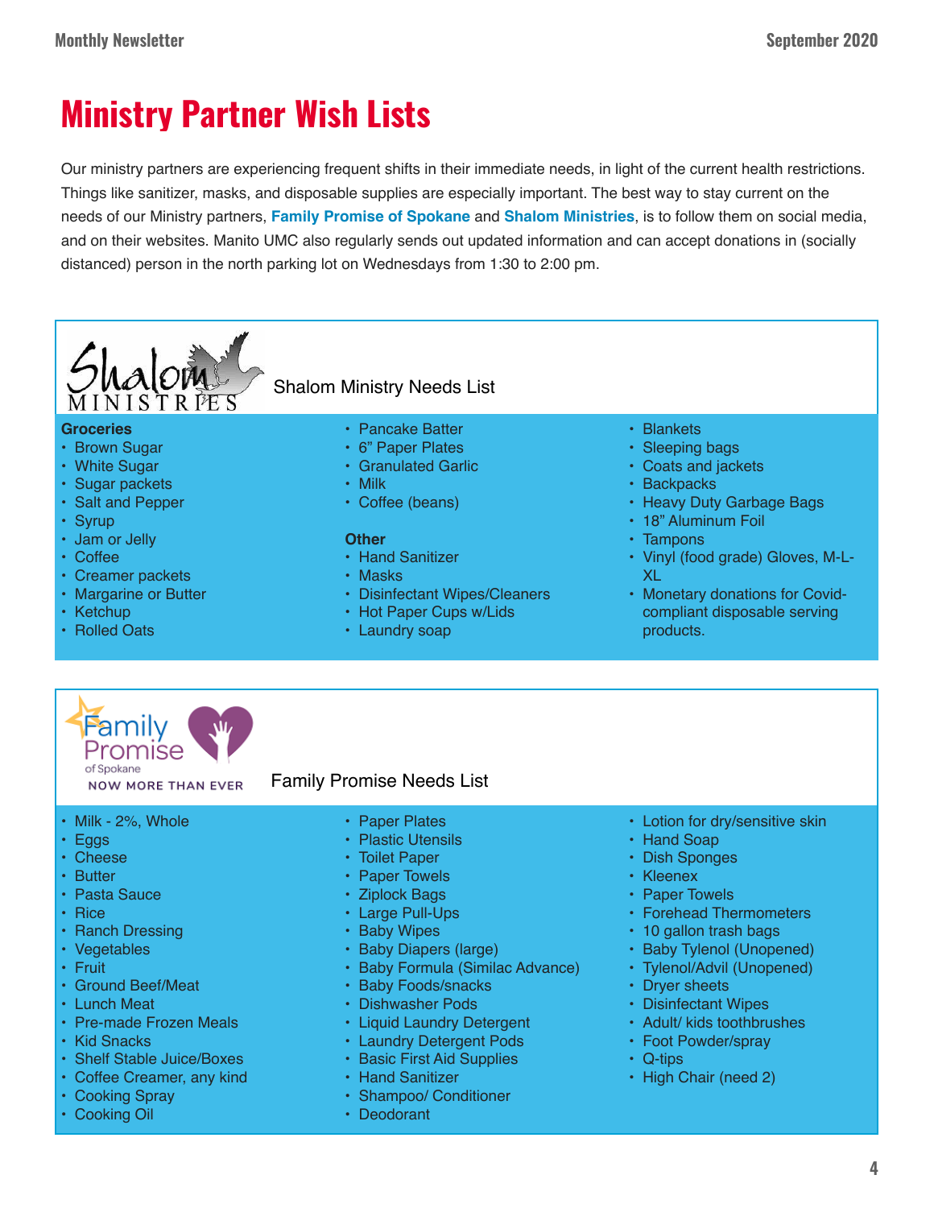# Ministry Partner Wish Lists

Our ministry partners are experiencing frequent shifts in their immediate needs, in light of the current health restrictions. Things like sanitizer, masks, and disposable supplies are especially important. The best way to stay current on the needs of our Ministry partners, **Family Promise of Spokane** and **Shalom Ministries**, is to follow them on social media, and on their websites. Manito UMC also regularly sends out updated information and can accept donations in (socially distanced) person in the north parking lot on Wednesdays from 1:30 to 2:00 pm.

## Shalom Ministry Needs List

**Groceries**

- Brown Sugar
- White Sugar
- Sugar packets
- Salt and Pepper
- Syrup
- Jam or Jelly
- Coffee
- Creamer packets
- Margarine or Butter
- Ketchup
- Rolled Oats
- Pancake Batter
- 6" Paper Plates
- Granulated Garlic
- Milk
- Coffee (beans)

**Other**

- Hand Sanitizer
- Masks
- Disinfectant Wipes/Cleaners
- Hot Paper Cups w/Lids
- Laundry soap
- Blankets
- Sleeping bags
- Coats and jackets
- Backpacks
- Heavy Duty Garbage Bags
- 18" Aluminum Foil
- Tampons
- Vinyl (food grade) Gloves, M-L-XL
- Monetary donations for Covid-compliant disposable serving products.

## Family Promise Needs List

- Milk - 2%, Whole
- Eggs
- Cheese
- Butter
- Pasta Sauce
- Rice
- Ranch Dressing
- Vegetables
- Fruit
- Ground Beef/Meat
- Lunch Meat
- Pre-made Frozen Meals
- Kid Snacks
- Shelf Stable Juice/Boxes
- Coffee Creamer, any kind
- Cooking Spray
- Cooking Oil
- Paper Plates
- Plastic Utensils
- Toilet Paper
- Paper Towels
- Ziplock Bags
- Large Pull-Ups
- Baby Wipes
- Baby Diapers (large)
- Baby Formula (Similac Advance)
- Baby Foods/snacks
- Dishwasher Pods
- Liquid Laundry Detergent
- Laundry Detergent Pods
- Basic First Aid Supplies
- Hand Sanitizer
- Shampoo/ Conditioner
- Deodorant
- Lotion for dry/sensitive skin
- Hand Soap
- Dish Sponges
- Kleenex
- Paper Towels
- Forehead Thermometers
- 10 gallon trash bags
- Baby Tylenol (Unopened)
- Tylenol/Advil (Unopened)
- Dryer sheets
- Disinfectant Wipes
- Adult/ kids toothbrushes
- Foot Powder/spray
- Q-tips
- High Chair (need 2)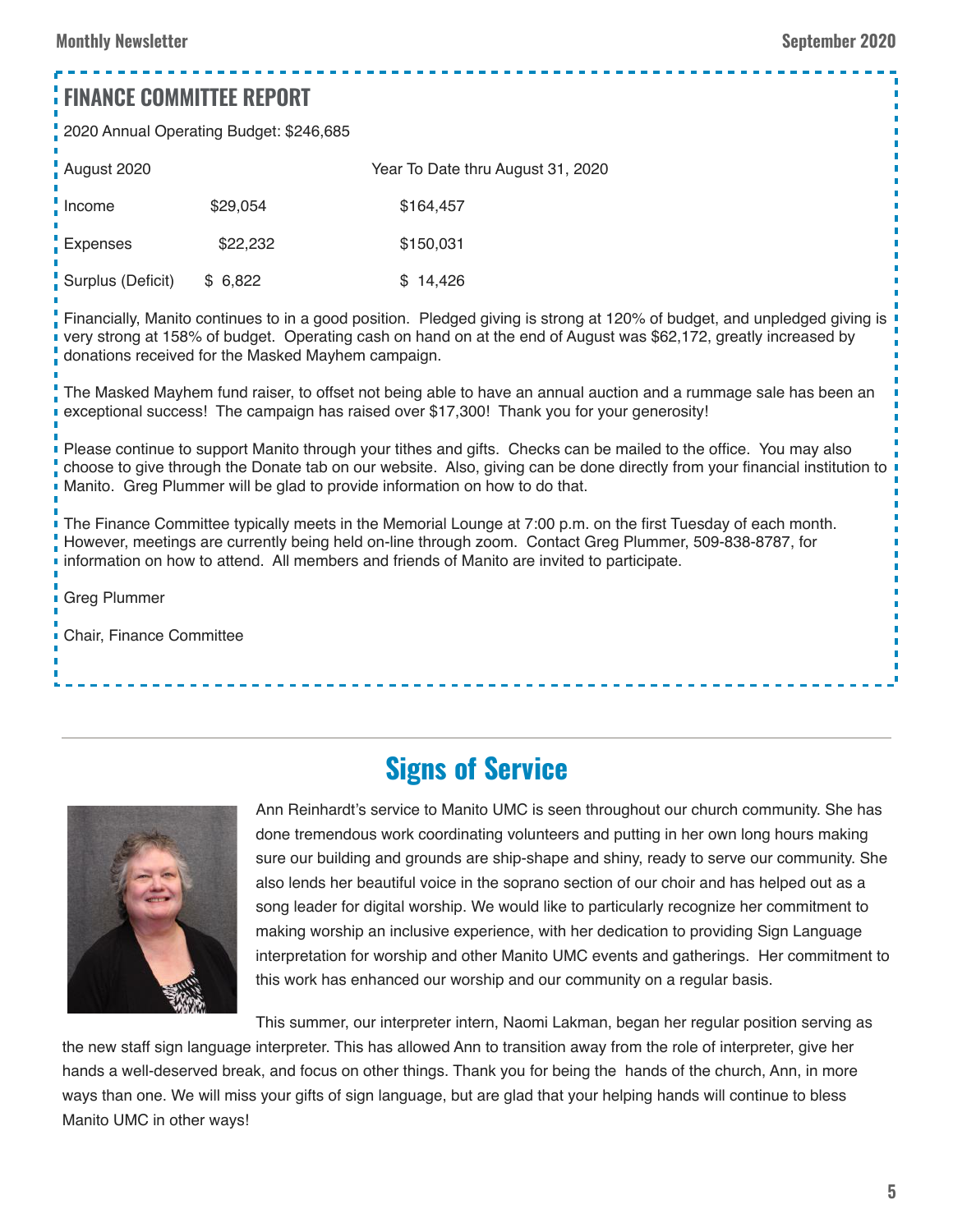## FINANCE COMMITTEE REPORT

2020 Annual Operating Budget: $246,685

| August 2020 | | Year To Date thru August 31, 2020 |
|---|---|---|
| Income | $29,054 | $164,457 |
| Expenses | $22,232 | $150,031 |
| Surplus (Deficit) | $ 6,822 | $ 14,426 |

Financially, Manito continues to in a good position. Pledged giving is strong at 120% of budget, and unpledged giving is very strong at 158% of budget. Operating cash on hand on at the end of August was $62,172, greatly increased by donations received for the Masked Mayhem campaign.

The Masked Mayhem fund raiser, to offset not being able to have an annual auction and a rummage sale has been an exceptional success! The campaign has raised over $17,300! Thank you for your generosity!

Please continue to support Manito through your tithes and gifts. Checks can be mailed to the office. You may also choose to give through the Donate tab on our website. Also, giving can be done directly from your financial institution to Manito. Greg Plummer will be glad to provide information on how to do that.

The Finance Committee typically meets in the Memorial Lounge at 7:00 p.m. on the first Tuesday of each month. However, meetings are currently being held on-line through zoom. Contact Greg Plummer, 509-838-8787, for information on how to attend. All members and friends of Manito are invited to participate.

Greg Plummer

Chair, Finance Committee

## Signs of Service

Ann Reinhardt's service to Manito UMC is seen throughout our church community. She has done tremendous work coordinating volunteers and putting in her own long hours making sure our building and grounds are ship-shape and shiny, ready to serve our community. She also lends her beautiful voice in the soprano section of our choir and has helped out as a song leader for digital worship. We would like to particularly recognize her commitment to making worship an inclusive experience, with her dedication to providing Sign Language interpretation for worship and other Manito UMC events and gatherings. Her commitment to this work has enhanced our worship and our community on a regular basis.

This summer, our interpreter intern, Naomi Lakman, began her regular position serving as the new staff sign language interpreter. This has allowed Ann to transition away from the role of interpreter, give her hands a well-deserved break, and focus on other things. Thank you for being the hands of the church, Ann, in more ways than one. We will miss your gifts of sign language, but are glad that your helping hands will continue to bless Manito UMC in other ways!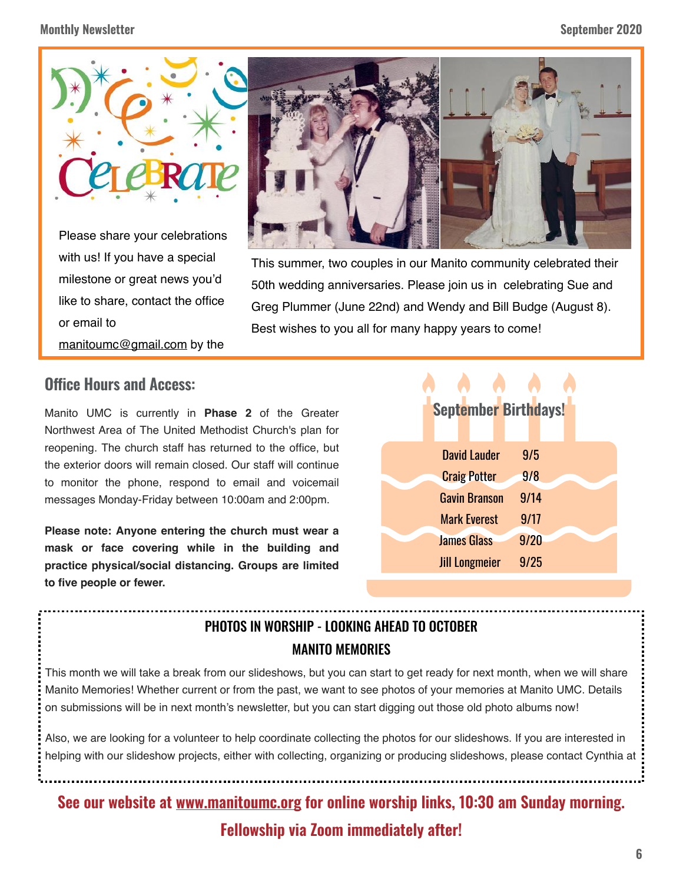Please share your celebrations with us! If you have a special milestone or great news you'd like to share, contact the office or email to manitoumc@gmail.com by the

This summer, two couples in our Manito community celebrated their 50th wedding anniversaries. Please join us in celebrating Sue and Greg Plummer (June 22nd) and Wendy and Bill Budge (August 8). Best wishes to you all for many happy years to come!

## Office Hours and Access:

Manito UMC is currently in **Phase 2** of the Greater Northwest Area of The United Methodist Church's plan for reopening. The church staff has returned to the office, but the exterior doors will remain closed. Our staff will continue to monitor the phone, respond to email and voicemail messages Monday-Friday between 10:00am and 2:00pm.

**Please note: Anyone entering the church must wear a mask or face covering while in the building and practice physical/social distancing. Groups are limited to five people or fewer.**

## September Birthdays!

| | |
|---|---|
| David Lauder | 9/5 |
| Craig Potter | 9/8 |
| Gavin Branson | 9/14 |
| Mark Everest | 9/17 |
| James Glass | 9/20 |
| Jill Longmeier | 9/25 |

## PHOTOS IN WORSHIP - LOOKING AHEAD TO OCTOBER

### MANITO MEMORIES

This month we will take a break from our slideshows, but you can start to get ready for next month, when we will share Manito Memories! Whether current or from the past, we want to see photos of your memories at Manito UMC. Details on submissions will be in next month's newsletter, but you can start digging out those old photo albums now!

Also, we are looking for a volunteer to help coordinate collecting the photos for our slideshows. If you are interested in helping with our slideshow projects, either with collecting, organizing or producing slideshows, please contact Cynthia at

**See our website at www.manitoumc.org for online worship links, 10:30 am Sunday morning. Fellowship via Zoom immediately after!**